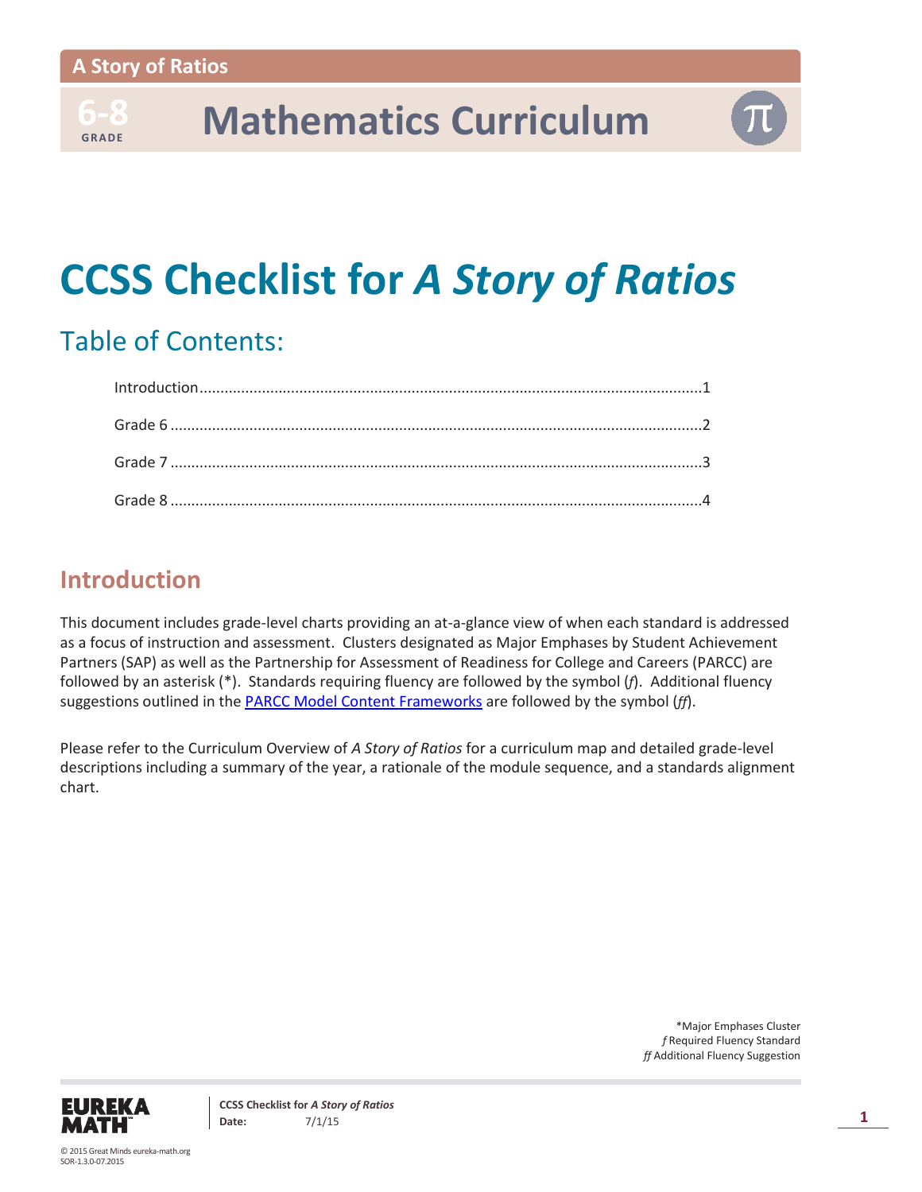A Story of Ratios

6-8 GRADE

# Mathematics Curriculum

# CCSS Checklist for *A Story of Ratios*

## Table of Contents:

Introduction....................................................................................................................1

Grade 6 ..........................................................................................................................2

Grade 7 ..........................................................................................................................3

Grade 8 ..........................................................................................................................4

## Introduction

This document includes grade-level charts providing an at-a-glance view of when each standard is addressed as a focus of instruction and assessment. Clusters designated as Major Emphases by Student Achievement Partners (SAP) as well as the Partnership for Assessment of Readiness for College and Careers (PARCC) are followed by an asterisk (*). Standards requiring fluency are followed by the symbol (*f*). Additional fluency suggestions outlined in the [PARCC Model Content Frameworks]() are followed by the symbol (*ff*).

Please refer to the Curriculum Overview of *A Story of Ratios* for a curriculum map and detailed grade-level descriptions including a summary of the year, a rationale of the module sequence, and a standards alignment chart.

*Major Emphases Cluster
*f* Required Fluency Standard
*ff* Additional Fluency Suggestion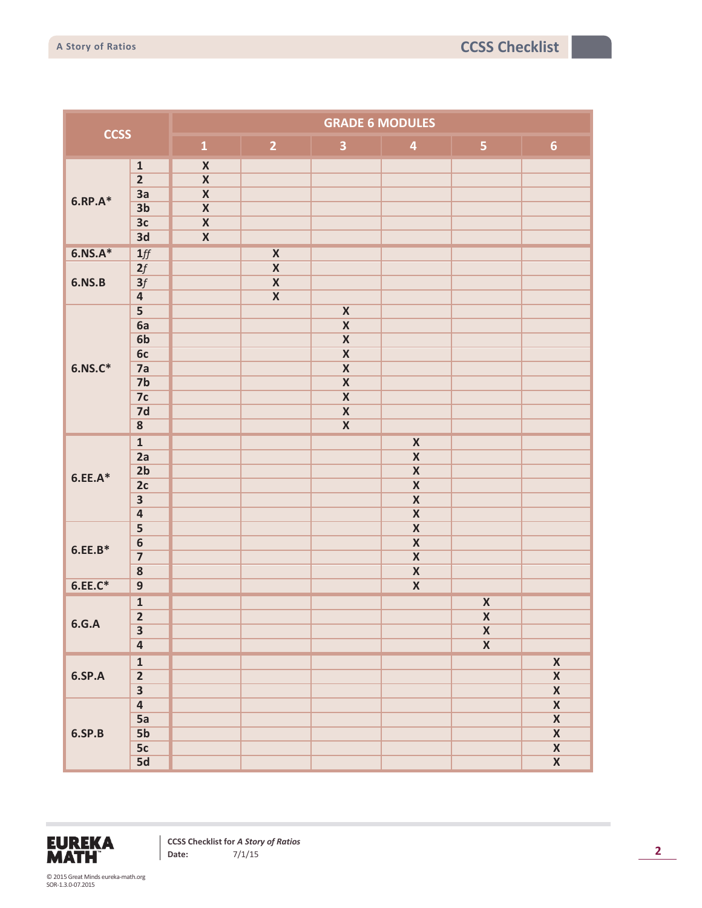| CCSS | | GRADE 6 MODULES | | | | | |
|---|---|---|---|---|---|---|---|
| | | 1 | 2 | 3 | 4 | 5 | 6 |
| 6.RP.A* | 1 | X | | | | | |
| | 2 | X | | | | | |
| | 3a | X | | | | | |
| | 3b | X | | | | | |
| | 3c | X | | | | | |
| | 3d | X | | | | | |
| 6.NS.A* | 1*ff* | | X | | | | |
| 6.NS.B | 2*f* | | X | | | | |
| | 3*f* | | X | | | | |
| | 4 | | X | | | | |
| 6.NS.C* | 5 | | | X | | | |
| | 6a | | | X | | | |
| | 6b | | | X | | | |
| | 6c | | | X | | | |
| | 7a | | | X | | | |
| | 7b | | | X | | | |
| | 7c | | | X | | | |
| | 7d | | | X | | | |
| | 8 | | | X | | | |
| 6.EE.A* | 1 | | | | X | | |
| | 2a | | | | X | | |
| | 2b | | | | X | | |
| | 2c | | | | X | | |
| | 3 | | | | X | | |
| | 4 | | | | X | | |
| 6.EE.B* | 5 | | | | X | | |
| | 6 | | | | X | | |
| | 7 | | | | X | | |
| | 8 | | | | X | | |
| 6.EE.C* | 9 | | | | X | | |
| 6.G.A | 1 | | | | | X | |
| | 2 | | | | | X | |
| | 3 | | | | | X | |
| | 4 | | | | | X | |
| 6.SP.A | 1 | | | | | | X |
| | 2 | | | | | | X |
| | 3 | | | | | | X |
| 6.SP.B | 4 | | | | | | X |
| | 5a | | | | | | X |
| | 5b | | | | | | X |
| | 5c | | | | | | X |
| | 5d | | | | | | X |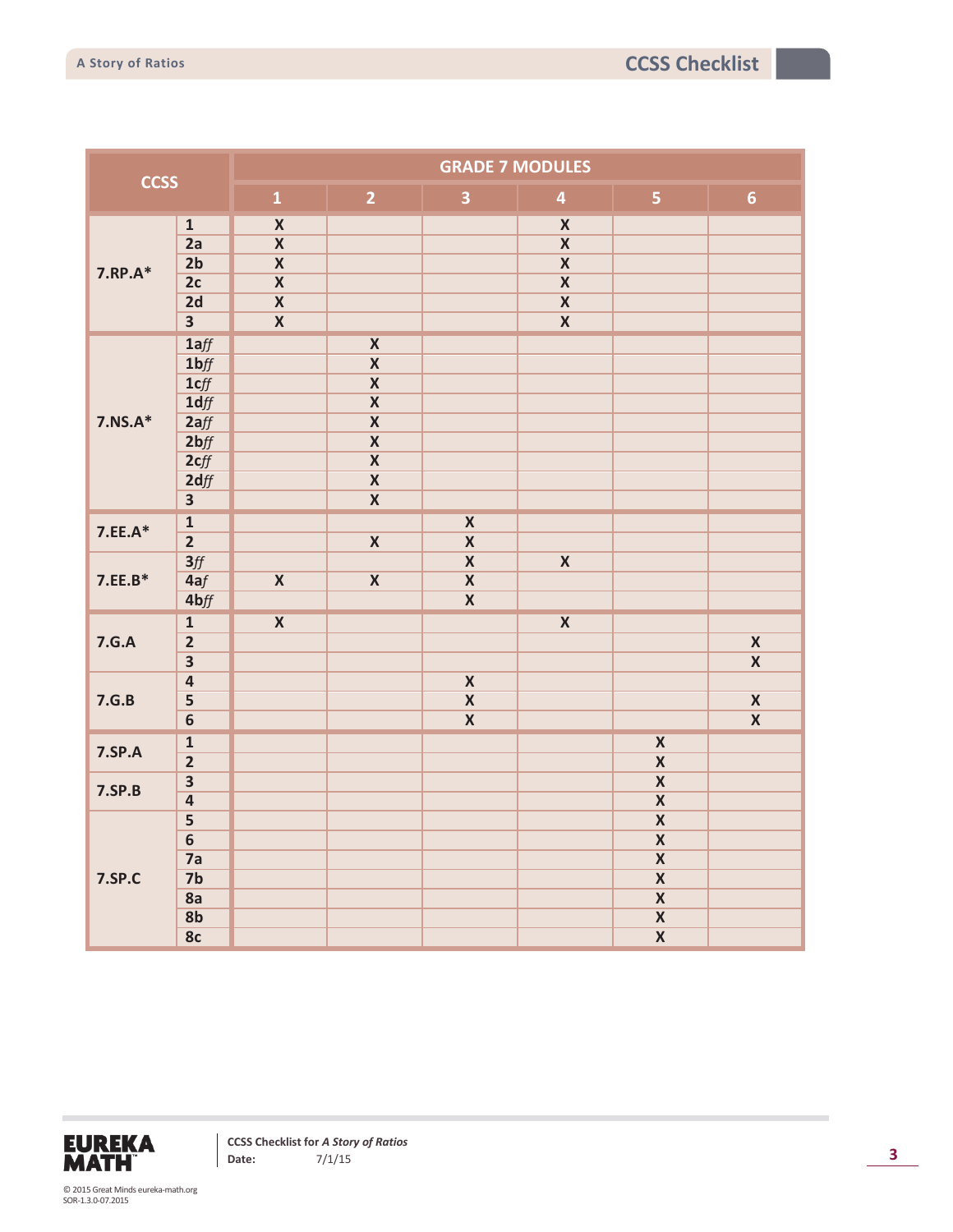| CCSS | | GRADE 7 MODULES | | | | | |
|---|---|---|---|---|---|---|---|
| | | 1 | 2 | 3 | 4 | 5 | 6 |
| 7.RP.A* | 1 | X | | | X | | |
| | 2a | X | | | X | | |
| | 2b | X | | | X | | |
| | 2c | X | | | X | | |
| | 2d | X | | | X | | |
| | 3 | X | | | X | | |
| 7.NS.A* | 1a*ff* | | X | | | | |
| | 1b*ff* | | X | | | | |
| | 1c*ff* | | X | | | | |
| | 1d*ff* | | X | | | | |
| | 2a*ff* | | X | | | | |
| | 2b*ff* | | X | | | | |
| | 2c*ff* | | X | | | | |
| | 2d*ff* | | X | | | | |
| | 3 | | X | | | | |
| 7.EE.A* | 1 | | | X | | | |
| | 2 | | X | X | | | |
| 7.EE.B* | 3*ff* | | | X | X | | |
| | 4a*f* | X | X | X | | | |
| | 4b*ff* | | | X | | | |
| 7.G.A | 1 | X | | | X | | |
| | 2 | | | | | | X |
| | 3 | | | | | | X |
| 7.G.B | 4 | | | X | | | |
| | 5 | | | X | | | X |
| | 6 | | | X | | | X |
| 7.SP.A | 1 | | | | | X | |
| | 2 | | | | | X | |
| 7.SP.B | 3 | | | | | X | |
| | 4 | | | | | X | |
| 7.SP.C | 5 | | | | | X | |
| | 6 | | | | | X | |
| | 7a | | | | | X | |
| | 7b | | | | | X | |
| | 8a | | | | | X | |
| | 8b | | | | | X | |
| | 8c | | | | | X | |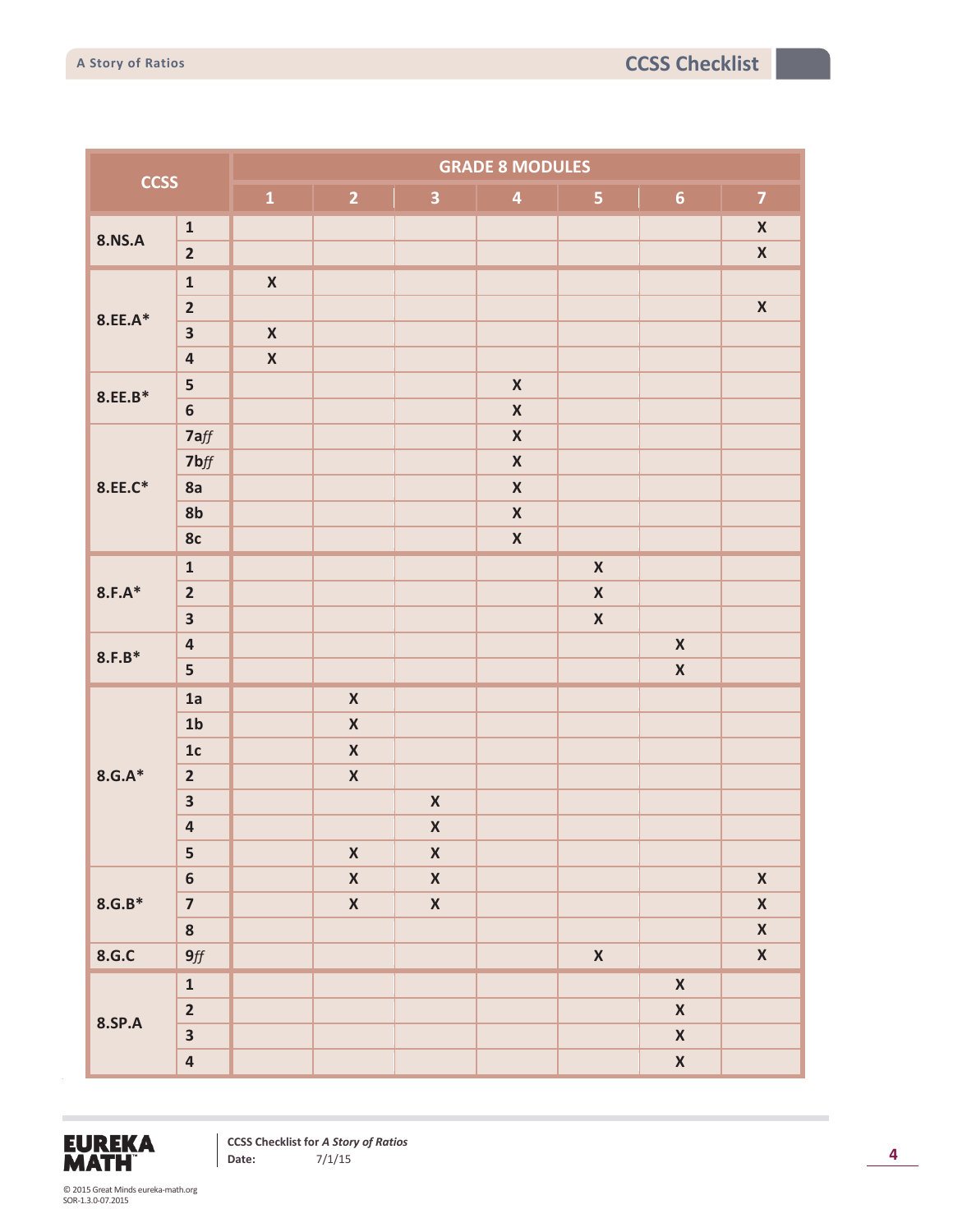| CCSS | | GRADE 8 MODULES | | | | | | |
|---|---|---|---|---|---|---|---|---|
| | | 1 | 2 | 3 | 4 | 5 | 6 | 7 |
| 8.NS.A | 1 | | | | | | | X |
| | 2 | | | | | | | X |
| 8.EE.A* | 1 | X | | | | | | |
| | 2 | | | | | | | X |
| | 3 | X | | | | | | |
| | 4 | X | | | | | | |
| 8.EE.B* | 5 | | | | X | | | |
| | 6 | | | | X | | | |
| 8.EE.C* | 7a*ff* | | | | X | | | |
| | 7b*ff* | | | | X | | | |
| | 8a | | | | X | | | |
| | 8b | | | | X | | | |
| | 8c | | | | X | | | |
| 8.F.A* | 1 | | | | | X | | |
| | 2 | | | | | X | | |
| | 3 | | | | | X | | |
| 8.F.B* | 4 | | | | | | X | |
| | 5 | | | | | | X | |
| 8.G.A* | 1a | | X | | | | | |
| | 1b | | X | | | | | |
| | 1c | | X | | | | | |
| | 2 | | X | | | | | |
| | 3 | | | X | | | | |
| | 4 | | | X | | | | |
| | 5 | | X | X | | | | |
| 8.G.B* | 6 | | X | X | | | | X |
| | 7 | | X | X | | | | X |
| | 8 | | | | | | | X |
| 8.G.C | 9*ff* | | | | | X | | X |
| 8.SP.A | 1 | | | | | | X | |
| | 2 | | | | | | X | |
| | 3 | | | | | | X | |
| | 4 | | | | | | X | |